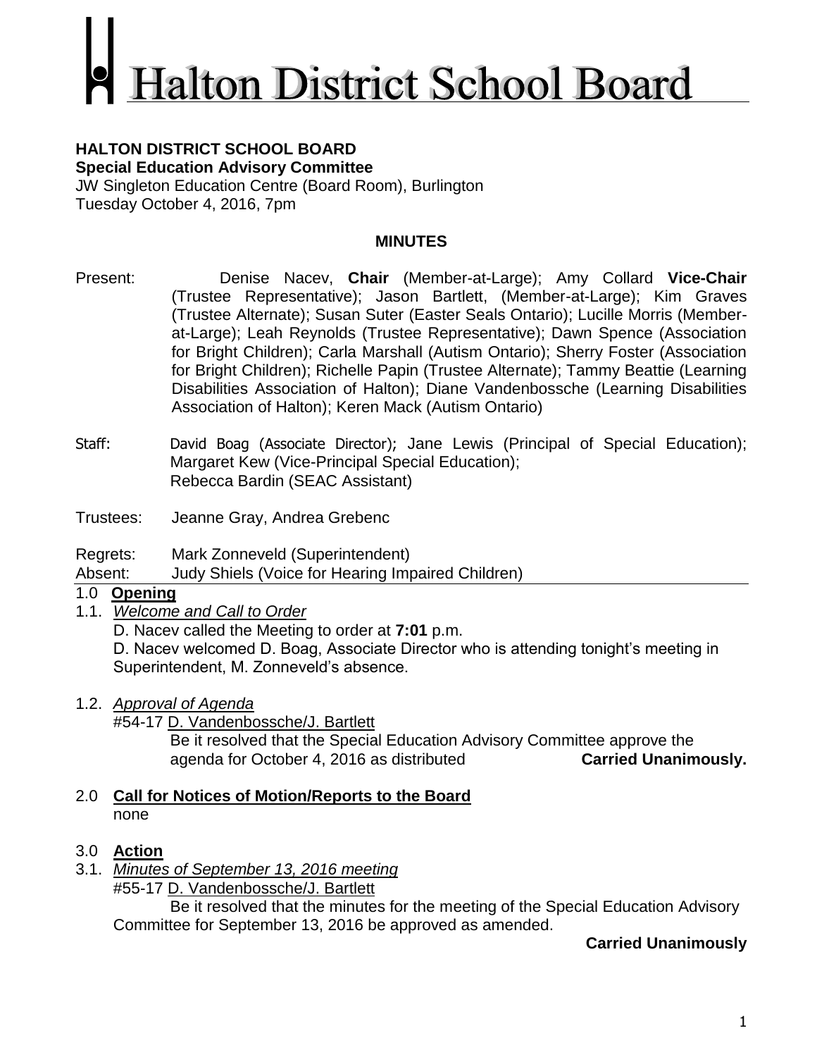# Halton District School Board

**HALTON DISTRICT SCHOOL BOARD**
**Special Education Advisory Committee**
JW Singleton Education Centre (Board Room), Burlington
Tuesday October 4, 2016, 7pm

## MINUTES

Present: Denise Nacev, **Chair** (Member-at-Large); Amy Collard **Vice-Chair** (Trustee Representative); Jason Bartlett, (Member-at-Large); Kim Graves (Trustee Alternate); Susan Suter (Easter Seals Ontario); Lucille Morris (Member-at-Large); Leah Reynolds (Trustee Representative); Dawn Spence (Association for Bright Children); Carla Marshall (Autism Ontario); Sherry Foster (Association for Bright Children); Richelle Papin (Trustee Alternate); Tammy Beattie (Learning Disabilities Association of Halton); Diane Vandenbossche (Learning Disabilities Association of Halton); Keren Mack (Autism Ontario)

Staff: David Boag (Associate Director); Jane Lewis (Principal of Special Education); Margaret Kew (Vice-Principal Special Education); Rebecca Bardin (SEAC Assistant)

Trustees: Jeanne Gray, Andrea Grebenc

Regrets: Mark Zonneveld (Superintendent)
Absent: Judy Shiels (Voice for Hearing Impaired Children)

### 1.0 Opening

1.1. *Welcome and Call to Order*

D. Nacev called the Meeting to order at **7:01** p.m.
D. Nacev welcomed D. Boag, Associate Director who is attending tonight's meeting in Superintendent, M. Zonneveld's absence.

1.2. *Approval of Agenda*

#54-17 D. Vandenbossche/J. Bartlett
Be it resolved that the Special Education Advisory Committee approve the agenda for October 4, 2016 as distributed **Carried Unanimously.**

### 2.0 Call for Notices of Motion/Reports to the Board

none

### 3.0 Action

3.1. *Minutes of September 13, 2016 meeting*

#55-17 D. Vandenbossche/J. Bartlett
Be it resolved that the minutes for the meeting of the Special Education Advisory Committee for September 13, 2016 be approved as amended.

**Carried Unanimously**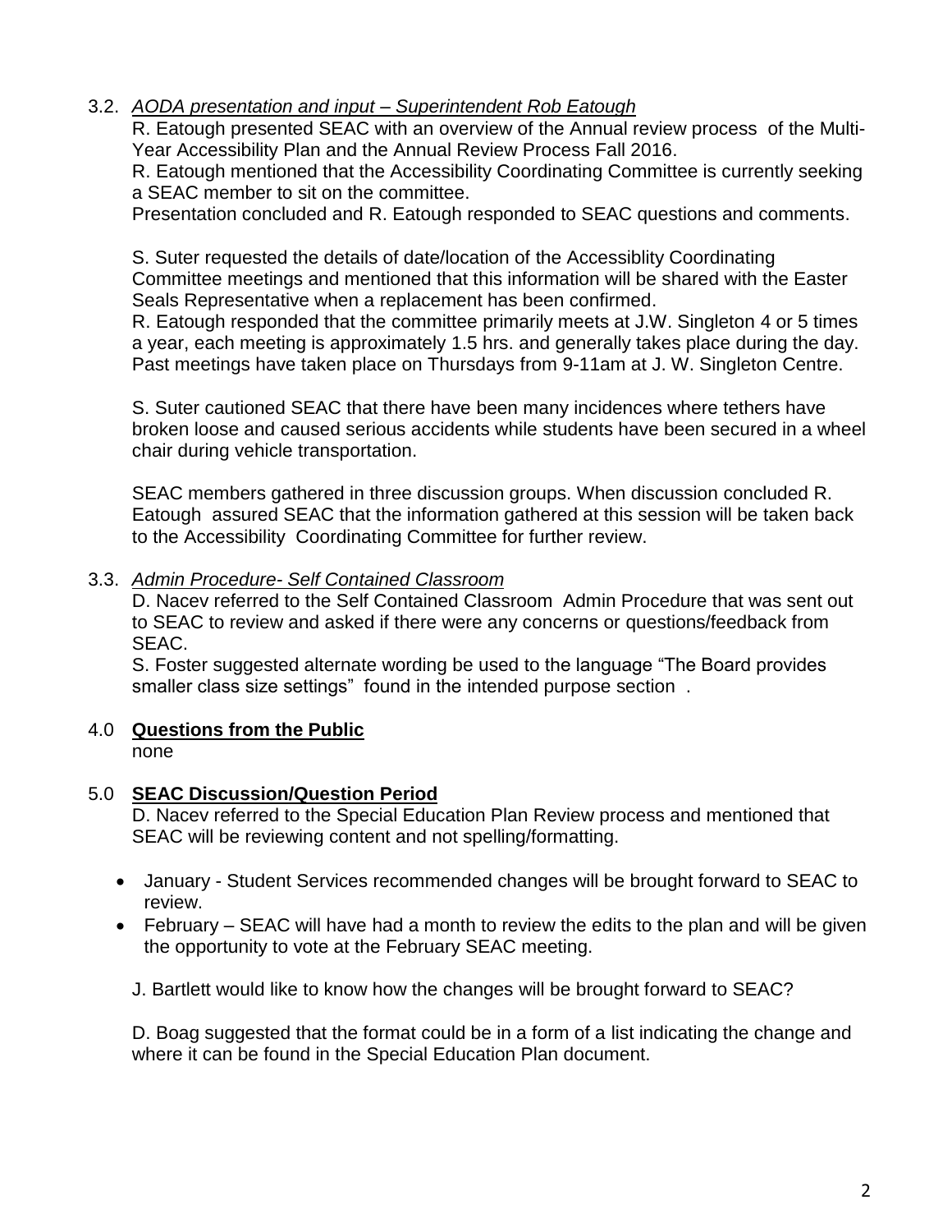3.2. *AODA presentation and input – Superintendent Rob Eatough*

R. Eatough presented SEAC with an overview of the Annual review process of the Multi-Year Accessibility Plan and the Annual Review Process Fall 2016.
R. Eatough mentioned that the Accessibility Coordinating Committee is currently seeking a SEAC member to sit on the committee.
Presentation concluded and R. Eatough responded to SEAC questions and comments.

S. Suter requested the details of date/location of the Accessiblity Coordinating Committee meetings and mentioned that this information will be shared with the Easter Seals Representative when a replacement has been confirmed.
R. Eatough responded that the committee primarily meets at J.W. Singleton 4 or 5 times a year, each meeting is approximately 1.5 hrs. and generally takes place during the day. Past meetings have taken place on Thursdays from 9-11am at J. W. Singleton Centre.

S. Suter cautioned SEAC that there have been many incidences where tethers have broken loose and caused serious accidents while students have been secured in a wheel chair during vehicle transportation.

SEAC members gathered in three discussion groups. When discussion concluded R. Eatough assured SEAC that the information gathered at this session will be taken back to the Accessibility Coordinating Committee for further review.

3.3. *Admin Procedure- Self Contained Classroom*

D. Nacev referred to the Self Contained Classroom Admin Procedure that was sent out to SEAC to review and asked if there were any concerns or questions/feedback from SEAC.
S. Foster suggested alternate wording be used to the language "The Board provides smaller class size settings" found in the intended purpose section .

## 4.0 **Questions from the Public**

none

## 5.0 **SEAC Discussion/Question Period**

D. Nacev referred to the Special Education Plan Review process and mentioned that SEAC will be reviewing content and not spelling/formatting.

- January - Student Services recommended changes will be brought forward to SEAC to review.
- February – SEAC will have had a month to review the edits to the plan and will be given the opportunity to vote at the February SEAC meeting.

J. Bartlett would like to know how the changes will be brought forward to SEAC?

D. Boag suggested that the format could be in a form of a list indicating the change and where it can be found in the Special Education Plan document.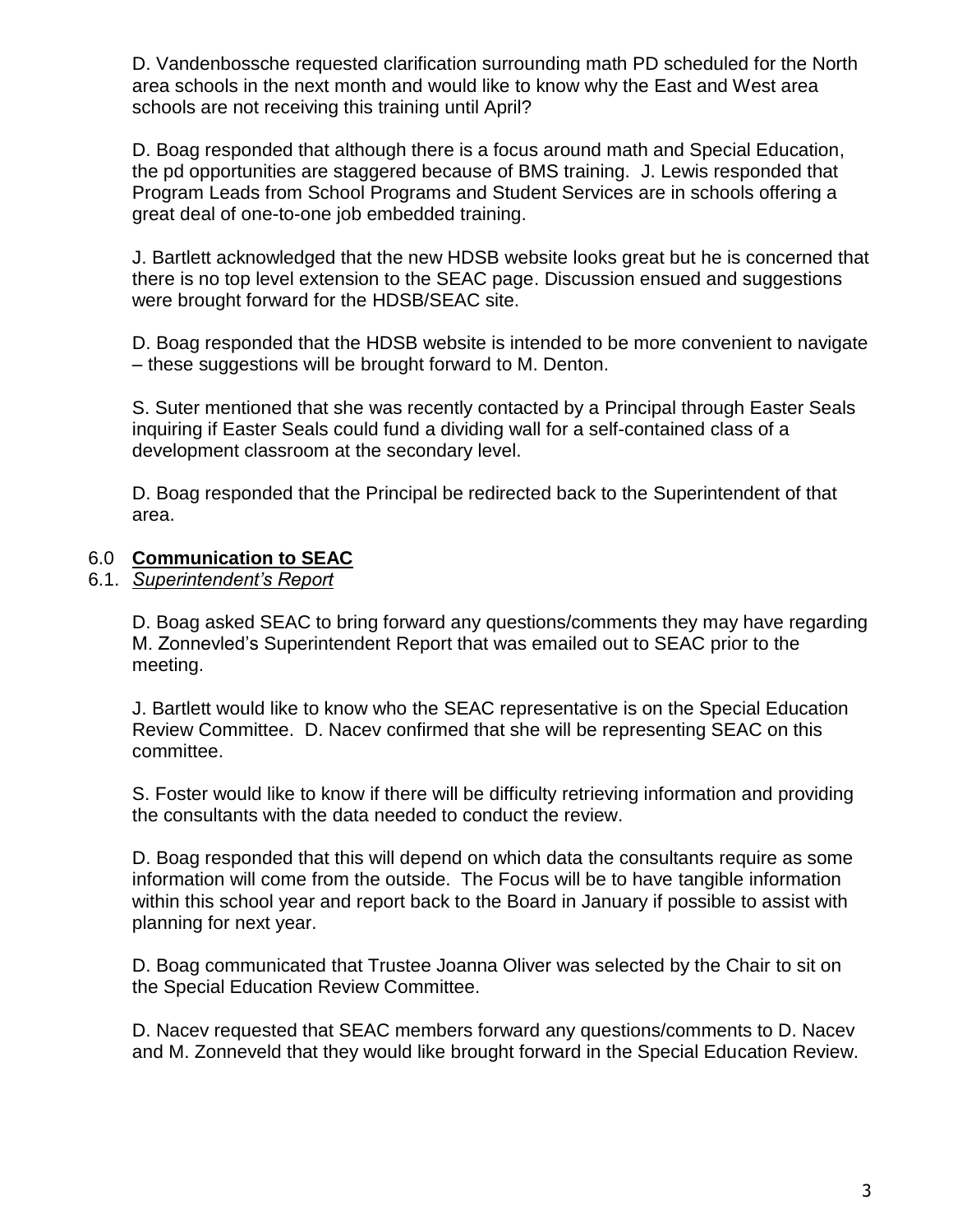D. Vandenbossche requested clarification surrounding math PD scheduled for the North area schools in the next month and would like to know why the East and West area schools are not receiving this training until April?

D. Boag responded that although there is a focus around math and Special Education, the pd opportunities are staggered because of BMS training. J. Lewis responded that Program Leads from School Programs and Student Services are in schools offering a great deal of one-to-one job embedded training.

J. Bartlett acknowledged that the new HDSB website looks great but he is concerned that there is no top level extension to the SEAC page. Discussion ensued and suggestions were brought forward for the HDSB/SEAC site.

D. Boag responded that the HDSB website is intended to be more convenient to navigate – these suggestions will be brought forward to M. Denton.

S. Suter mentioned that she was recently contacted by a Principal through Easter Seals inquiring if Easter Seals could fund a dividing wall for a self-contained class of a development classroom at the secondary level.

D. Boag responded that the Principal be redirected back to the Superintendent of that area.

## 6.0 **Communication to SEAC**

### 6.1. *Superintendent's Report*

D. Boag asked SEAC to bring forward any questions/comments they may have regarding M. Zonnevled's Superintendent Report that was emailed out to SEAC prior to the meeting.

J. Bartlett would like to know who the SEAC representative is on the Special Education Review Committee. D. Nacev confirmed that she will be representing SEAC on this committee.

S. Foster would like to know if there will be difficulty retrieving information and providing the consultants with the data needed to conduct the review.

D. Boag responded that this will depend on which data the consultants require as some information will come from the outside. The Focus will be to have tangible information within this school year and report back to the Board in January if possible to assist with planning for next year.

D. Boag communicated that Trustee Joanna Oliver was selected by the Chair to sit on the Special Education Review Committee.

D. Nacev requested that SEAC members forward any questions/comments to D. Nacev and M. Zonneveld that they would like brought forward in the Special Education Review.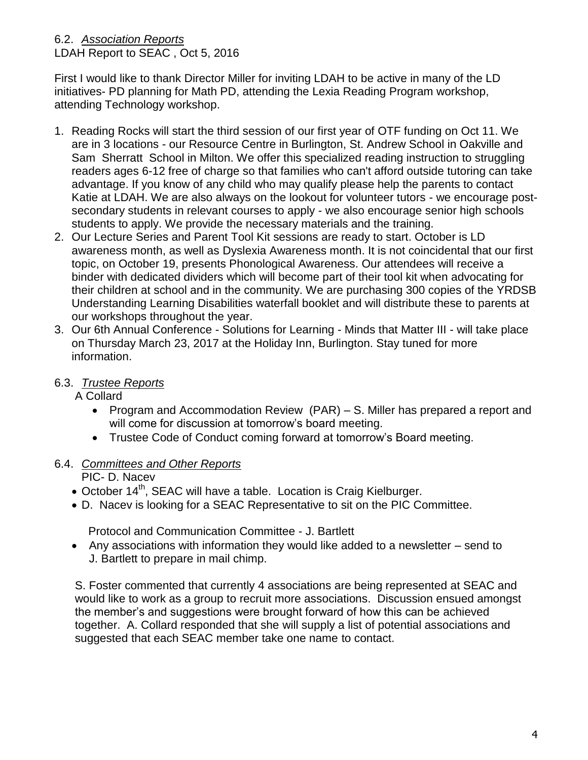## 6.2. *Association Reports*

LDAH Report to SEAC , Oct 5, 2016

First I would like to thank Director Miller for inviting LDAH to be active in many of the LD initiatives- PD planning for Math PD, attending the Lexia Reading Program workshop, attending Technology workshop.

1. Reading Rocks will start the third session of our first year of OTF funding on Oct 11. We are in 3 locations - our Resource Centre in Burlington, St. Andrew School in Oakville and Sam Sherratt School in Milton. We offer this specialized reading instruction to struggling readers ages 6-12 free of charge so that families who can't afford outside tutoring can take advantage. If you know of any child who may qualify please help the parents to contact Katie at LDAH. We are also always on the lookout for volunteer tutors - we encourage post-secondary students in relevant courses to apply - we also encourage senior high schools students to apply. We provide the necessary materials and the training.
2. Our Lecture Series and Parent Tool Kit sessions are ready to start. October is LD awareness month, as well as Dyslexia Awareness month. It is not coincidental that our first topic, on October 19, presents Phonological Awareness. Our attendees will receive a binder with dedicated dividers which will become part of their tool kit when advocating for their children at school and in the community. We are purchasing 300 copies of the YRDSB Understanding Learning Disabilities waterfall booklet and will distribute these to parents at our workshops throughout the year.
3. Our 6th Annual Conference - Solutions for Learning - Minds that Matter III - will take place on Thursday March 23, 2017 at the Holiday Inn, Burlington. Stay tuned for more information.

## 6.3. *Trustee Reports*

A Collard

- Program and Accommodation Review (PAR) – S. Miller has prepared a report and will come for discussion at tomorrow's board meeting.
- Trustee Code of Conduct coming forward at tomorrow's Board meeting.

## 6.4. *Committees and Other Reports*

PIC- D. Nacev

- October 14th, SEAC will have a table. Location is Craig Kielburger.
- D. Nacev is looking for a SEAC Representative to sit on the PIC Committee.

Protocol and Communication Committee - J. Bartlett

- Any associations with information they would like added to a newsletter – send to J. Bartlett to prepare in mail chimp.

S. Foster commented that currently 4 associations are being represented at SEAC and would like to work as a group to recruit more associations. Discussion ensued amongst the member's and suggestions were brought forward of how this can be achieved together. A. Collard responded that she will supply a list of potential associations and suggested that each SEAC member take one name to contact.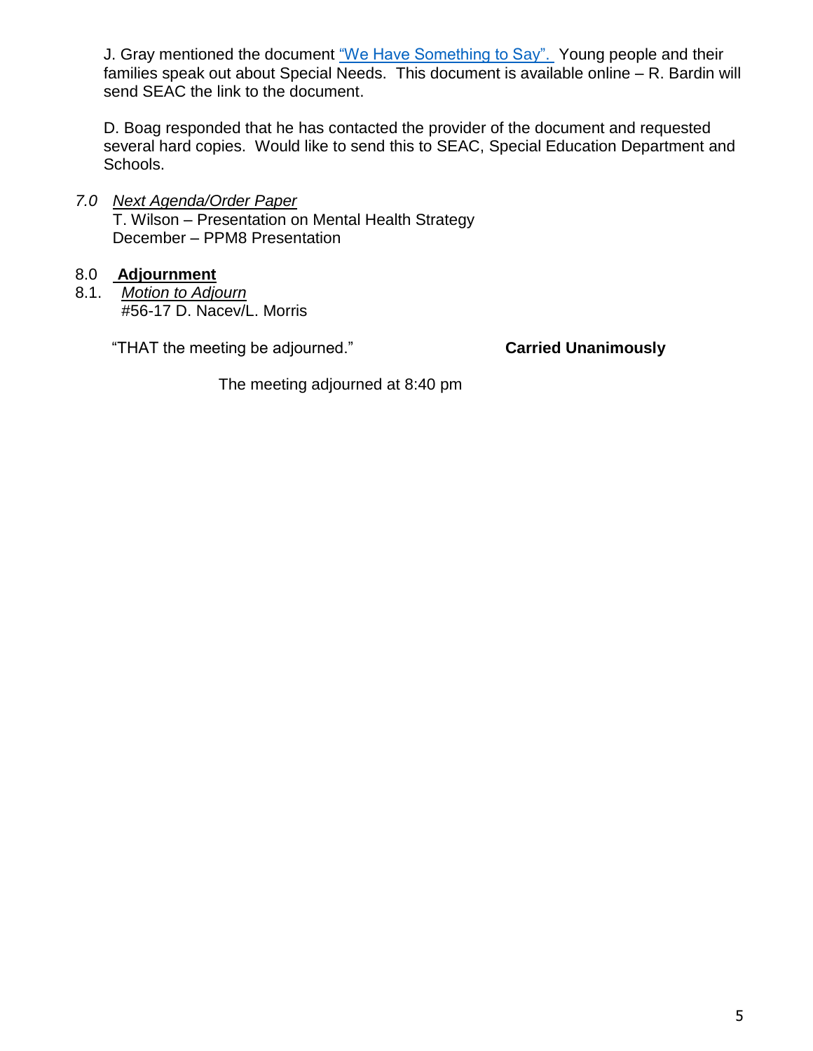J. Gray mentioned the document "We Have Something to Say". Young people and their families speak out about Special Needs. This document is available online – R. Bardin will send SEAC the link to the document.

D. Boag responded that he has contacted the provider of the document and requested several hard copies. Would like to send this to SEAC, Special Education Department and Schools.

*7.0 Next Agenda/Order Paper*

T. Wilson – Presentation on Mental Health Strategy
December – PPM8 Presentation

## 8.0 Adjournment

8.1. *Motion to Adjourn*
#56-17 D. Nacev/L. Morris

"THAT the meeting be adjourned." **Carried Unanimously**

The meeting adjourned at 8:40 pm